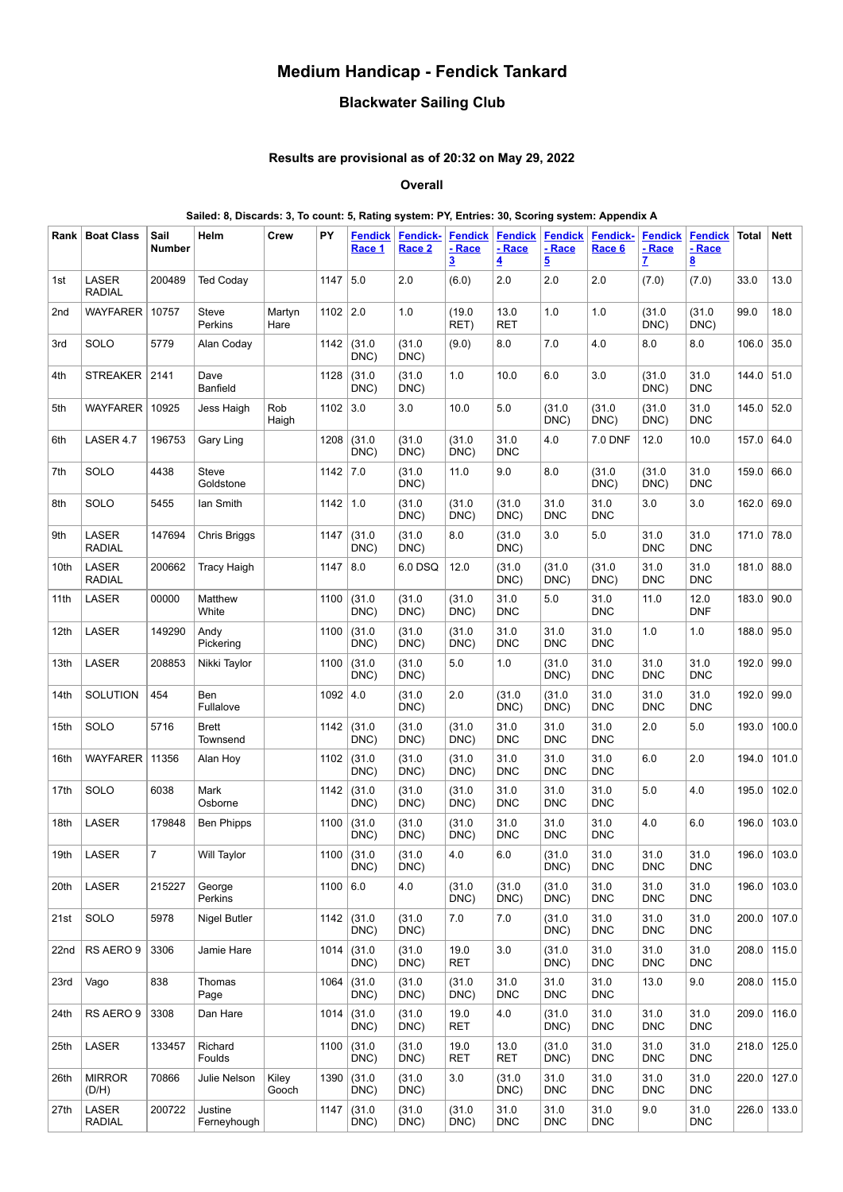# Medium Handicap - Fendick Tankard

## Blackwater Sailing Club

### Results are provisional as of 20:32 on May 29, 2022

#### Overall

**Sailed: 8, Discards: 3, To count: 5, Rating system: PY, Entries: 30, Scoring system: Appendix A**

| Rank | Boat Class | Sail Number | Helm | Crew | PY | Fendick Race 1 | Fendick-Race 2 | Fendick - Race 3 | Fendick - Race 4 | Fendick - Race 5 | Fendick-Race 6 | Fendick - Race 7 | Fendick - Race 8 | Total | Nett |
|---|---|---|---|---|---|---|---|---|---|---|---|---|---|---|---|
| 1st | LASER RADIAL | 200489 | Ted Coday | | 1147 | 5.0 | 2.0 | (6.0) | 2.0 | 2.0 | 2.0 | (7.0) | (7.0) | 33.0 | 13.0 |
| 2nd | WAYFARER | 10757 | Steve Perkins | Martyn Hare | 1102 | 2.0 | 1.0 | (19.0 RET) | 13.0 RET | 1.0 | 1.0 | (31.0 DNC) | (31.0 DNC) | 99.0 | 18.0 |
| 3rd | SOLO | 5779 | Alan Coday | | 1142 | (31.0 DNC) | (31.0 DNC) | (9.0) | 8.0 | 7.0 | 4.0 | 8.0 | 8.0 | 106.0 | 35.0 |
| 4th | STREAKER | 2141 | Dave Banfield | | 1128 | (31.0 DNC) | (31.0 DNC) | 1.0 | 10.0 | 6.0 | 3.0 | (31.0 DNC) | 31.0 DNC | 144.0 | 51.0 |
| 5th | WAYFARER | 10925 | Jess Haigh | Rob Haigh | 1102 | 3.0 | 3.0 | 10.0 | 5.0 | (31.0 DNC) | (31.0 DNC) | (31.0 DNC) | 31.0 DNC | 145.0 | 52.0 |
| 6th | LASER 4.7 | 196753 | Gary Ling | | 1208 | (31.0 DNC) | (31.0 DNC) | (31.0 DNC) | 31.0 DNC | 4.0 | 7.0 DNF | 12.0 | 10.0 | 157.0 | 64.0 |
| 7th | SOLO | 4438 | Steve Goldstone | | 1142 | 7.0 | (31.0 DNC) | 11.0 | 9.0 | 8.0 | (31.0 DNC) | (31.0 DNC) | 31.0 DNC | 159.0 | 66.0 |
| 8th | SOLO | 5455 | Ian Smith | | 1142 | 1.0 | (31.0 DNC) | (31.0 DNC) | (31.0 DNC) | 31.0 DNC | 31.0 DNC | 3.0 | 3.0 | 162.0 | 69.0 |
| 9th | LASER RADIAL | 147694 | Chris Briggs | | 1147 | (31.0 DNC) | (31.0 DNC) | 8.0 | (31.0 DNC) | 3.0 | 5.0 | 31.0 DNC | 31.0 DNC | 171.0 | 78.0 |
| 10th | LASER RADIAL | 200662 | Tracy Haigh | | 1147 | 8.0 | 6.0 DSQ | 12.0 | (31.0 DNC) | (31.0 DNC) | (31.0 DNC) | 31.0 DNC | 31.0 DNC | 181.0 | 88.0 |
| 11th | LASER | 00000 | Matthew White | | 1100 | (31.0 DNC) | (31.0 DNC) | (31.0 DNC) | 31.0 DNC | 5.0 | 31.0 DNC | 11.0 | 12.0 DNF | 183.0 | 90.0 |
| 12th | LASER | 149290 | Andy Pickering | | 1100 | (31.0 DNC) | (31.0 DNC) | (31.0 DNC) | 31.0 DNC | 31.0 DNC | 31.0 DNC | 1.0 | 1.0 | 188.0 | 95.0 |
| 13th | LASER | 208853 | Nikki Taylor | | 1100 | (31.0 DNC) | (31.0 DNC) | 5.0 | 1.0 | (31.0 DNC) | 31.0 DNC | 31.0 DNC | 31.0 DNC | 192.0 | 99.0 |
| 14th | SOLUTION | 454 | Ben Fullalove | | 1092 | 4.0 | (31.0 DNC) | 2.0 | (31.0 DNC) | (31.0 DNC) | 31.0 DNC | 31.0 DNC | 31.0 DNC | 192.0 | 99.0 |
| 15th | SOLO | 5716 | Brett Townsend | | 1142 | (31.0 DNC) | (31.0 DNC) | (31.0 DNC) | 31.0 DNC | 31.0 DNC | 31.0 DNC | 2.0 | 5.0 | 193.0 | 100.0 |
| 16th | WAYFARER | 11356 | Alan Hoy | | 1102 | (31.0 DNC) | (31.0 DNC) | (31.0 DNC) | 31.0 DNC | 31.0 DNC | 31.0 DNC | 6.0 | 2.0 | 194.0 | 101.0 |
| 17th | SOLO | 6038 | Mark Osborne | | 1142 | (31.0 DNC) | (31.0 DNC) | (31.0 DNC) | 31.0 DNC | 31.0 DNC | 31.0 DNC | 5.0 | 4.0 | 195.0 | 102.0 |
| 18th | LASER | 179848 | Ben Phipps | | 1100 | (31.0 DNC) | (31.0 DNC) | (31.0 DNC) | 31.0 DNC | 31.0 DNC | 31.0 DNC | 4.0 | 6.0 | 196.0 | 103.0 |
| 19th | LASER | 7 | Will Taylor | | 1100 | (31.0 DNC) | (31.0 DNC) | 4.0 | 6.0 | (31.0 DNC) | 31.0 DNC | 31.0 DNC | 31.0 DNC | 196.0 | 103.0 |
| 20th | LASER | 215227 | George Perkins | | 1100 | 6.0 | 4.0 | (31.0 DNC) | (31.0 DNC) | (31.0 DNC) | 31.0 DNC | 31.0 DNC | 31.0 DNC | 196.0 | 103.0 |
| 21st | SOLO | 5978 | Nigel Butler | | 1142 | (31.0 DNC) | (31.0 DNC) | 7.0 | 7.0 | (31.0 DNC) | 31.0 DNC | 31.0 DNC | 31.0 DNC | 200.0 | 107.0 |
| 22nd | RS AERO 9 | 3306 | Jamie Hare | | 1014 | (31.0 DNC) | (31.0 DNC) | 19.0 RET | 3.0 | (31.0 DNC) | 31.0 DNC | 31.0 DNC | 31.0 DNC | 208.0 | 115.0 |
| 23rd | Vago | 838 | Thomas Page | | 1064 | (31.0 DNC) | (31.0 DNC) | (31.0 DNC) | 31.0 DNC | 31.0 DNC | 31.0 DNC | 13.0 | 9.0 | 208.0 | 115.0 |
| 24th | RS AERO 9 | 3308 | Dan Hare | | 1014 | (31.0 DNC) | (31.0 DNC) | 19.0 RET | 4.0 | (31.0 DNC) | 31.0 DNC | 31.0 DNC | 31.0 DNC | 209.0 | 116.0 |
| 25th | LASER | 133457 | Richard Foulds | | 1100 | (31.0 DNC) | (31.0 DNC) | 19.0 RET | 13.0 RET | (31.0 DNC) | 31.0 DNC | 31.0 DNC | 31.0 DNC | 218.0 | 125.0 |
| 26th | MIRROR (D/H) | 70866 | Julie Nelson | Kiley Gooch | 1390 | (31.0 DNC) | (31.0 DNC) | 3.0 | (31.0 DNC) | 31.0 DNC | 31.0 DNC | 31.0 DNC | 31.0 DNC | 220.0 | 127.0 |
| 27th | LASER RADIAL | 200722 | Justine Ferneyhough | | 1147 | (31.0 DNC) | (31.0 DNC) | (31.0 DNC) | 31.0 DNC | 31.0 DNC | 31.0 DNC | 9.0 | 31.0 DNC | 226.0 | 133.0 |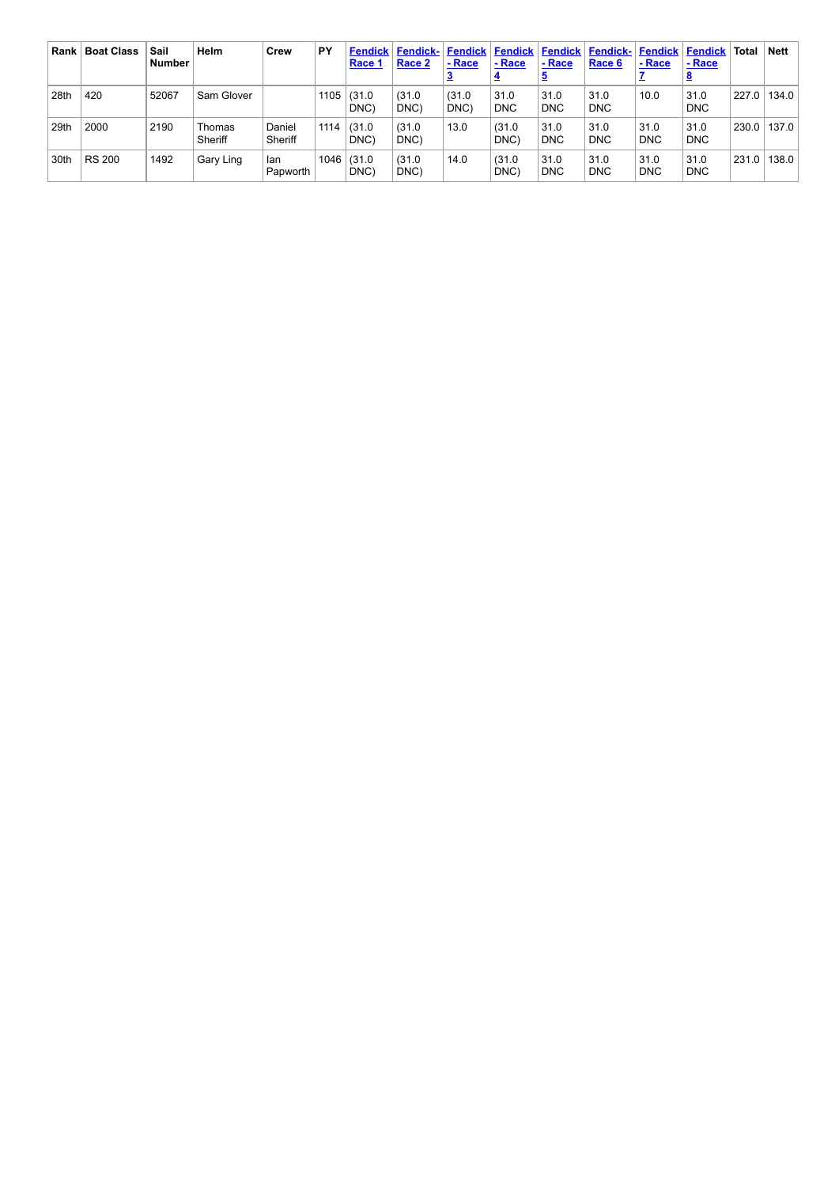| Rank | Boat Class | Sail Number | Helm | Crew | PY | Fendick Race 1 | Fendick-Race 2 | Fendick - Race 3 | Fendick - Race 4 | Fendick - Race 5 | Fendick-Race 6 | Fendick - Race 7 | Fendick - Race 8 | Total | Nett |
|---|---|---|---|---|---|---|---|---|---|---|---|---|---|---|---|
| 28th | 420 | 52067 | Sam Glover | | 1105 | (31.0 DNC) | (31.0 DNC) | (31.0 DNC) | 31.0 DNC | 31.0 DNC | 31.0 DNC | 10.0 | 31.0 DNC | 227.0 | 134.0 |
| 29th | 2000 | 2190 | Thomas Sheriff | Daniel Sheriff | 1114 | (31.0 DNC) | (31.0 DNC) | 13.0 | (31.0 DNC) | 31.0 DNC | 31.0 DNC | 31.0 DNC | 31.0 DNC | 230.0 | 137.0 |
| 30th | RS 200 | 1492 | Gary Ling | Ian Papworth | 1046 | (31.0 DNC) | (31.0 DNC) | 14.0 | (31.0 DNC) | 31.0 DNC | 31.0 DNC | 31.0 DNC | 31.0 DNC | 231.0 | 138.0 |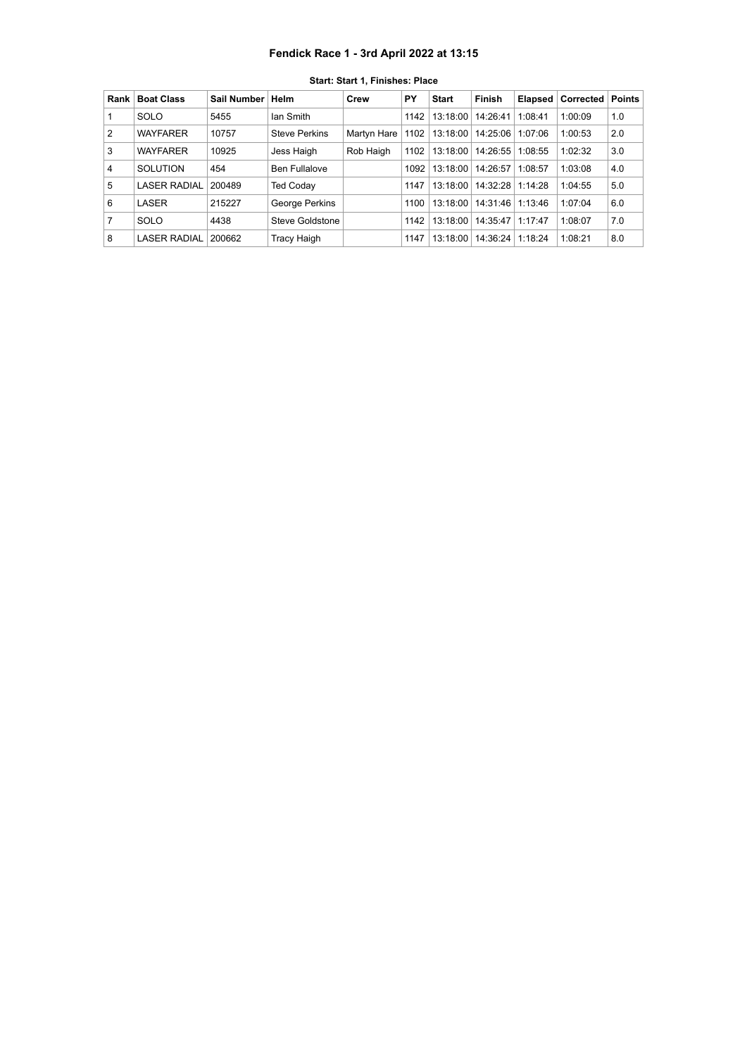# Fendick Race 1 - 3rd April 2022 at 13:15

**Start: Start 1, Finishes: Place**

| Rank | Boat Class | Sail Number | Helm | Crew | PY | Start | Finish | Elapsed | Corrected | Points |
|---|---|---|---|---|---|---|---|---|---|---|
| 1 | SOLO | 5455 | Ian Smith | | 1142 | 13:18:00 | 14:26:41 | 1:08:41 | 1:00:09 | 1.0 |
| 2 | WAYFARER | 10757 | Steve Perkins | Martyn Hare | 1102 | 13:18:00 | 14:25:06 | 1:07:06 | 1:00:53 | 2.0 |
| 3 | WAYFARER | 10925 | Jess Haigh | Rob Haigh | 1102 | 13:18:00 | 14:26:55 | 1:08:55 | 1:02:32 | 3.0 |
| 4 | SOLUTION | 454 | Ben Fullalove | | 1092 | 13:18:00 | 14:26:57 | 1:08:57 | 1:03:08 | 4.0 |
| 5 | LASER RADIAL | 200489 | Ted Coday | | 1147 | 13:18:00 | 14:32:28 | 1:14:28 | 1:04:55 | 5.0 |
| 6 | LASER | 215227 | George Perkins | | 1100 | 13:18:00 | 14:31:46 | 1:13:46 | 1:07:04 | 6.0 |
| 7 | SOLO | 4438 | Steve Goldstone | | 1142 | 13:18:00 | 14:35:47 | 1:17:47 | 1:08:07 | 7.0 |
| 8 | LASER RADIAL | 200662 | Tracy Haigh | | 1147 | 13:18:00 | 14:36:24 | 1:18:24 | 1:08:21 | 8.0 |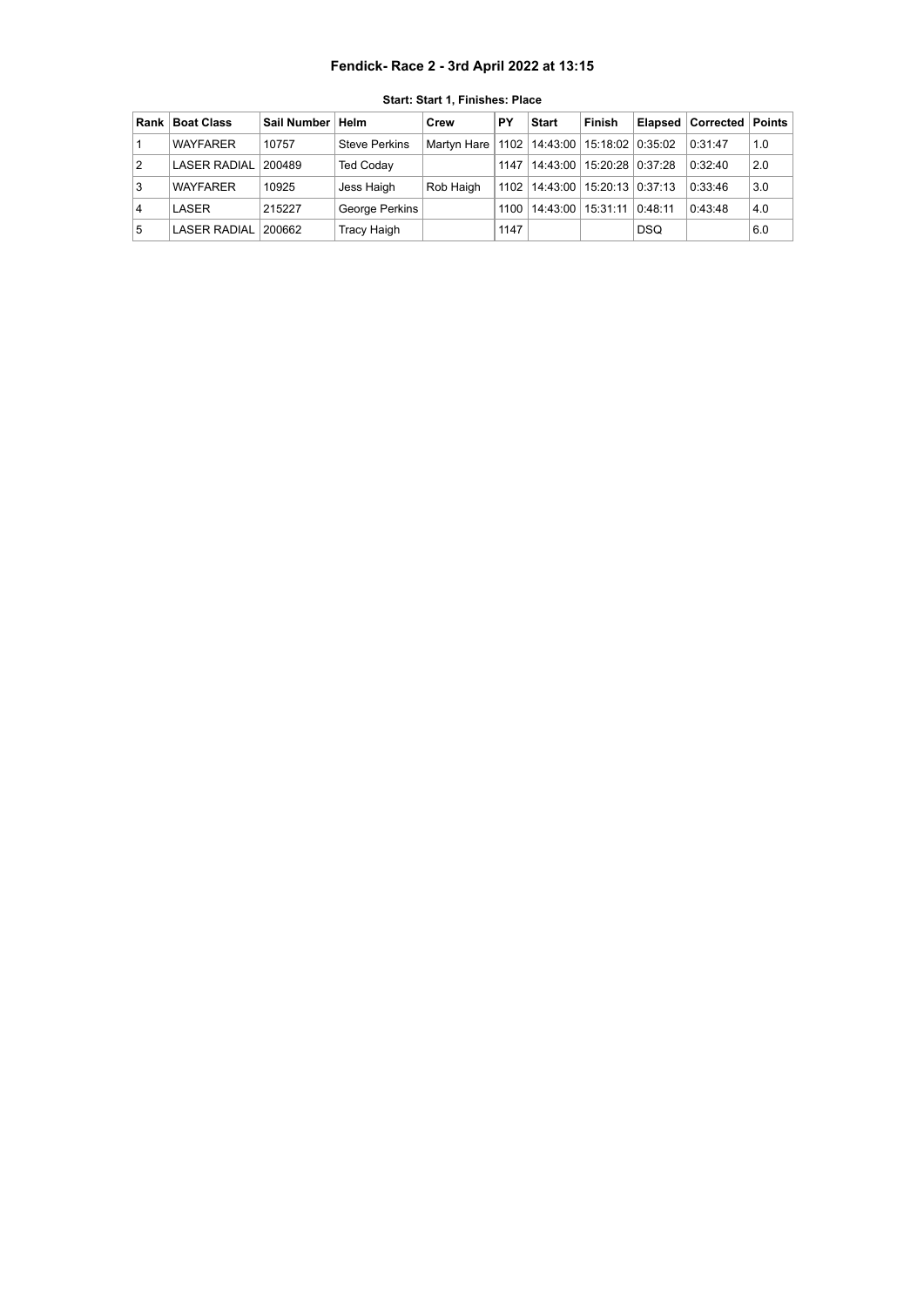# Fendick- Race 2 - 3rd April 2022 at 13:15

**Start: Start 1, Finishes: Place**

| Rank | Boat Class | Sail Number | Helm | Crew | PY | Start | Finish | Elapsed | Corrected | Points |
|---|---|---|---|---|---|---|---|---|---|---|
| 1 | WAYFARER | 10757 | Steve Perkins | Martyn Hare | 1102 | 14:43:00 | 15:18:02 | 0:35:02 | 0:31:47 | 1.0 |
| 2 | LASER RADIAL | 200489 | Ted Coday | | 1147 | 14:43:00 | 15:20:28 | 0:37:28 | 0:32:40 | 2.0 |
| 3 | WAYFARER | 10925 | Jess Haigh | Rob Haigh | 1102 | 14:43:00 | 15:20:13 | 0:37:13 | 0:33:46 | 3.0 |
| 4 | LASER | 215227 | George Perkins | | 1100 | 14:43:00 | 15:31:11 | 0:48:11 | 0:43:48 | 4.0 |
| 5 | LASER RADIAL | 200662 | Tracy Haigh | | 1147 | | | DSQ | | 6.0 |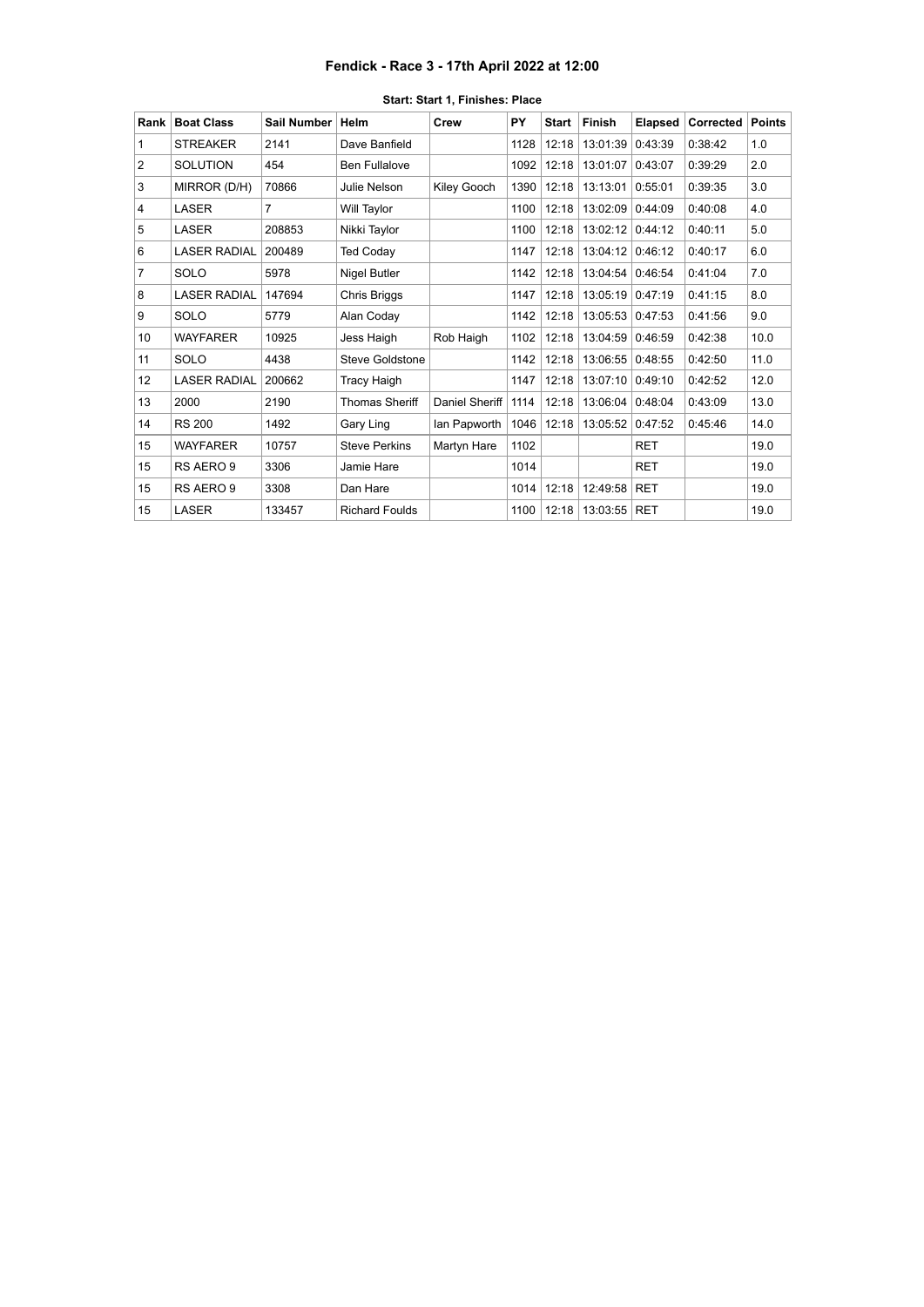# Fendick - Race 3 - 17th April 2022 at 12:00

**Start: Start 1, Finishes: Place**

| Rank | Boat Class | Sail Number | Helm | Crew | PY | Start | Finish | Elapsed | Corrected | Points |
|---|---|---|---|---|---|---|---|---|---|---|
| 1 | STREAKER | 2141 | Dave Banfield | | 1128 | 12:18 | 13:01:39 | 0:43:39 | 0:38:42 | 1.0 |
| 2 | SOLUTION | 454 | Ben Fullalove | | 1092 | 12:18 | 13:01:07 | 0:43:07 | 0:39:29 | 2.0 |
| 3 | MIRROR (D/H) | 70866 | Julie Nelson | Kiley Gooch | 1390 | 12:18 | 13:13:01 | 0:55:01 | 0:39:35 | 3.0 |
| 4 | LASER | 7 | Will Taylor | | 1100 | 12:18 | 13:02:09 | 0:44:09 | 0:40:08 | 4.0 |
| 5 | LASER | 208853 | Nikki Taylor | | 1100 | 12:18 | 13:02:12 | 0:44:12 | 0:40:11 | 5.0 |
| 6 | LASER RADIAL | 200489 | Ted Coday | | 1147 | 12:18 | 13:04:12 | 0:46:12 | 0:40:17 | 6.0 |
| 7 | SOLO | 5978 | Nigel Butler | | 1142 | 12:18 | 13:04:54 | 0:46:54 | 0:41:04 | 7.0 |
| 8 | LASER RADIAL | 147694 | Chris Briggs | | 1147 | 12:18 | 13:05:19 | 0:47:19 | 0:41:15 | 8.0 |
| 9 | SOLO | 5779 | Alan Coday | | 1142 | 12:18 | 13:05:53 | 0:47:53 | 0:41:56 | 9.0 |
| 10 | WAYFARER | 10925 | Jess Haigh | Rob Haigh | 1102 | 12:18 | 13:04:59 | 0:46:59 | 0:42:38 | 10.0 |
| 11 | SOLO | 4438 | Steve Goldstone | | 1142 | 12:18 | 13:06:55 | 0:48:55 | 0:42:50 | 11.0 |
| 12 | LASER RADIAL | 200662 | Tracy Haigh | | 1147 | 12:18 | 13:07:10 | 0:49:10 | 0:42:52 | 12.0 |
| 13 | 2000 | 2190 | Thomas Sheriff | Daniel Sheriff | 1114 | 12:18 | 13:06:04 | 0:48:04 | 0:43:09 | 13.0 |
| 14 | RS 200 | 1492 | Gary Ling | Ian Papworth | 1046 | 12:18 | 13:05:52 | 0:47:52 | 0:45:46 | 14.0 |
| 15 | WAYFARER | 10757 | Steve Perkins | Martyn Hare | 1102 | | | RET | | 19.0 |
| 15 | RS AERO 9 | 3306 | Jamie Hare | | 1014 | | | RET | | 19.0 |
| 15 | RS AERO 9 | 3308 | Dan Hare | | 1014 | 12:18 | 12:49:58 | RET | | 19.0 |
| 15 | LASER | 133457 | Richard Foulds | | 1100 | 12:18 | 13:03:55 | RET | | 19.0 |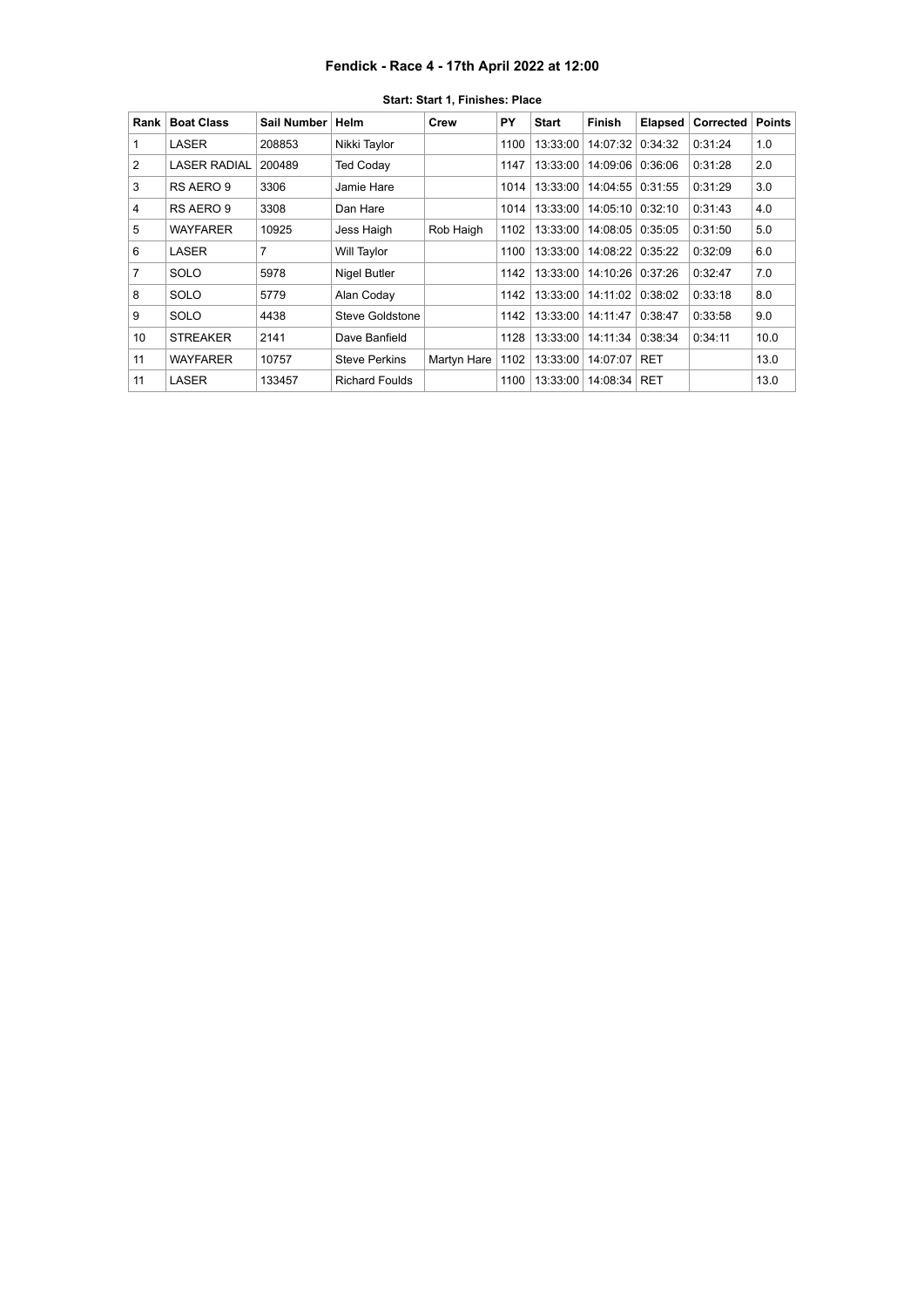# Fendick - Race 4 - 17th April 2022 at 12:00

**Start: Start 1, Finishes: Place**

| Rank | Boat Class | Sail Number | Helm | Crew | PY | Start | Finish | Elapsed | Corrected | Points |
|---|---|---|---|---|---|---|---|---|---|---|
| 1 | LASER | 208853 | Nikki Taylor | | 1100 | 13:33:00 | 14:07:32 | 0:34:32 | 0:31:24 | 1.0 |
| 2 | LASER RADIAL | 200489 | Ted Coday | | 1147 | 13:33:00 | 14:09:06 | 0:36:06 | 0:31:28 | 2.0 |
| 3 | RS AERO 9 | 3306 | Jamie Hare | | 1014 | 13:33:00 | 14:04:55 | 0:31:55 | 0:31:29 | 3.0 |
| 4 | RS AERO 9 | 3308 | Dan Hare | | 1014 | 13:33:00 | 14:05:10 | 0:32:10 | 0:31:43 | 4.0 |
| 5 | WAYFARER | 10925 | Jess Haigh | Rob Haigh | 1102 | 13:33:00 | 14:08:05 | 0:35:05 | 0:31:50 | 5.0 |
| 6 | LASER | 7 | Will Taylor | | 1100 | 13:33:00 | 14:08:22 | 0:35:22 | 0:32:09 | 6.0 |
| 7 | SOLO | 5978 | Nigel Butler | | 1142 | 13:33:00 | 14:10:26 | 0:37:26 | 0:32:47 | 7.0 |
| 8 | SOLO | 5779 | Alan Coday | | 1142 | 13:33:00 | 14:11:02 | 0:38:02 | 0:33:18 | 8.0 |
| 9 | SOLO | 4438 | Steve Goldstone | | 1142 | 13:33:00 | 14:11:47 | 0:38:47 | 0:33:58 | 9.0 |
| 10 | STREAKER | 2141 | Dave Banfield | | 1128 | 13:33:00 | 14:11:34 | 0:38:34 | 0:34:11 | 10.0 |
| 11 | WAYFARER | 10757 | Steve Perkins | Martyn Hare | 1102 | 13:33:00 | 14:07:07 | RET | | 13.0 |
| 11 | LASER | 133457 | Richard Foulds | | 1100 | 13:33:00 | 14:08:34 | RET | | 13.0 |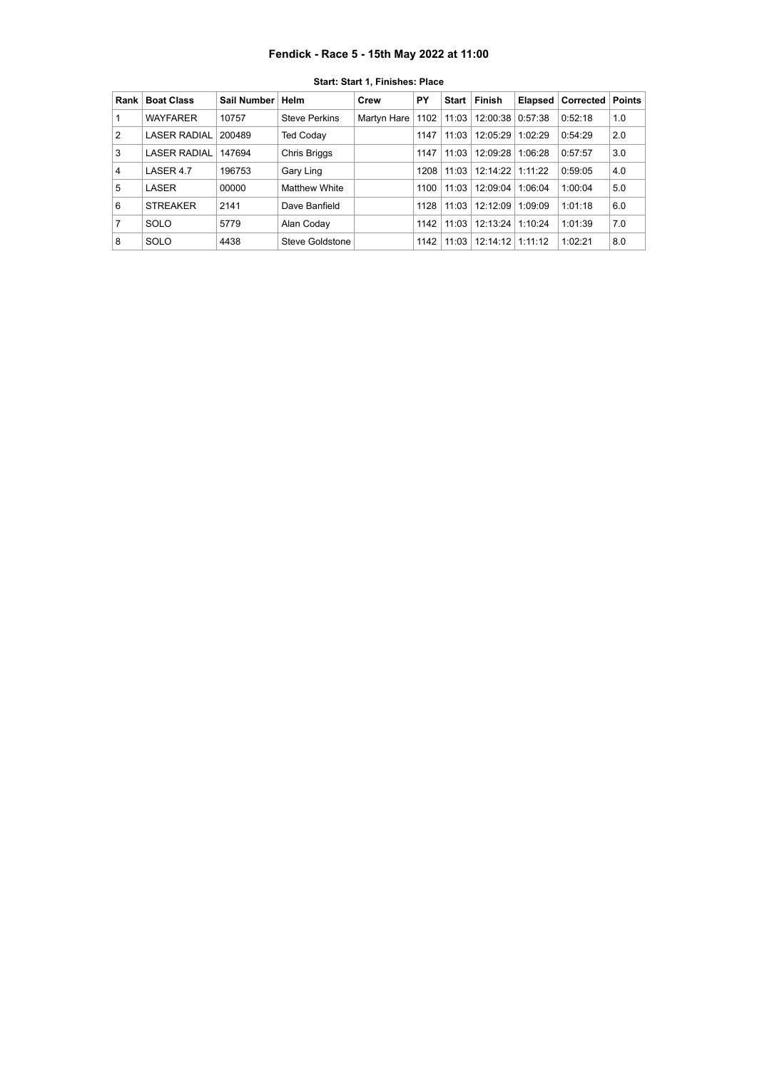# Fendick - Race 5 - 15th May 2022 at 11:00

**Start: Start 1, Finishes: Place**

| Rank | Boat Class | Sail Number | Helm | Crew | PY | Start | Finish | Elapsed | Corrected | Points |
|---|---|---|---|---|---|---|---|---|---|---|
| 1 | WAYFARER | 10757 | Steve Perkins | Martyn Hare | 1102 | 11:03 | 12:00:38 | 0:57:38 | 0:52:18 | 1.0 |
| 2 | LASER RADIAL | 200489 | Ted Coday | | 1147 | 11:03 | 12:05:29 | 1:02:29 | 0:54:29 | 2.0 |
| 3 | LASER RADIAL | 147694 | Chris Briggs | | 1147 | 11:03 | 12:09:28 | 1:06:28 | 0:57:57 | 3.0 |
| 4 | LASER 4.7 | 196753 | Gary Ling | | 1208 | 11:03 | 12:14:22 | 1:11:22 | 0:59:05 | 4.0 |
| 5 | LASER | 00000 | Matthew White | | 1100 | 11:03 | 12:09:04 | 1:06:04 | 1:00:04 | 5.0 |
| 6 | STREAKER | 2141 | Dave Banfield | | 1128 | 11:03 | 12:12:09 | 1:09:09 | 1:01:18 | 6.0 |
| 7 | SOLO | 5779 | Alan Coday | | 1142 | 11:03 | 12:13:24 | 1:10:24 | 1:01:39 | 7.0 |
| 8 | SOLO | 4438 | Steve Goldstone | | 1142 | 11:03 | 12:14:12 | 1:11:12 | 1:02:21 | 8.0 |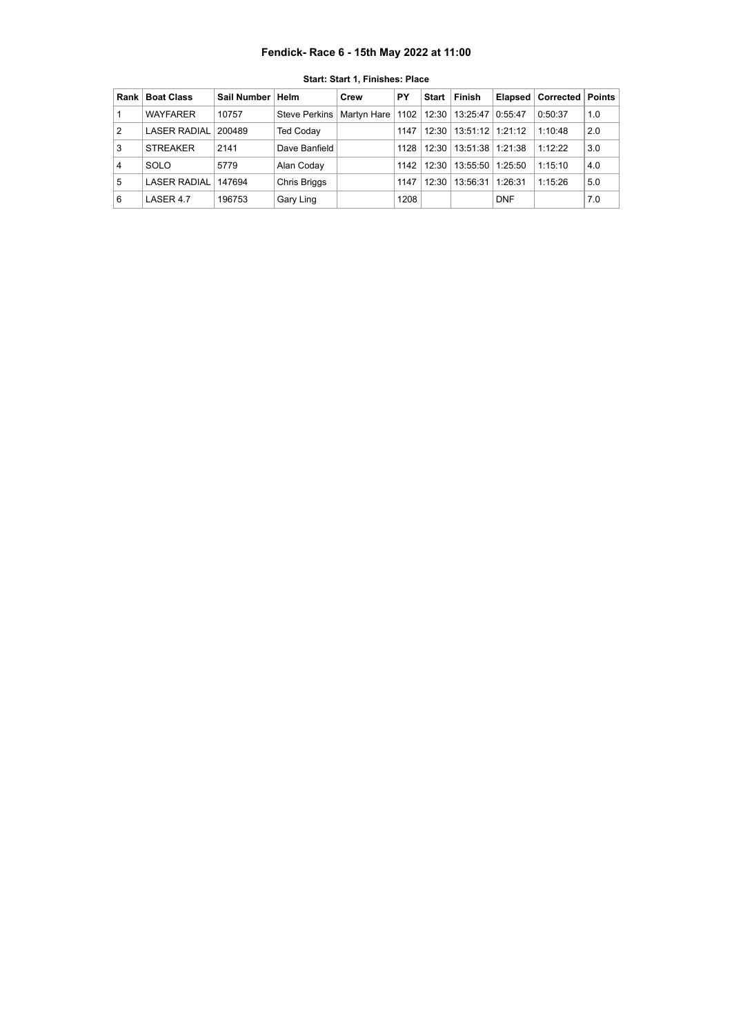# Fendick- Race 6 - 15th May 2022 at 11:00

**Start: Start 1, Finishes: Place**

| Rank | Boat Class | Sail Number | Helm | Crew | PY | Start | Finish | Elapsed | Corrected | Points |
|---|---|---|---|---|---|---|---|---|---|---|
| 1 | WAYFARER | 10757 | Steve Perkins | Martyn Hare | 1102 | 12:30 | 13:25:47 | 0:55:47 | 0:50:37 | 1.0 |
| 2 | LASER RADIAL | 200489 | Ted Coday | | 1147 | 12:30 | 13:51:12 | 1:21:12 | 1:10:48 | 2.0 |
| 3 | STREAKER | 2141 | Dave Banfield | | 1128 | 12:30 | 13:51:38 | 1:21:38 | 1:12:22 | 3.0 |
| 4 | SOLO | 5779 | Alan Coday | | 1142 | 12:30 | 13:55:50 | 1:25:50 | 1:15:10 | 4.0 |
| 5 | LASER RADIAL | 147694 | Chris Briggs | | 1147 | 12:30 | 13:56:31 | 1:26:31 | 1:15:26 | 5.0 |
| 6 | LASER 4.7 | 196753 | Gary Ling | | 1208 | | | DNF | | 7.0 |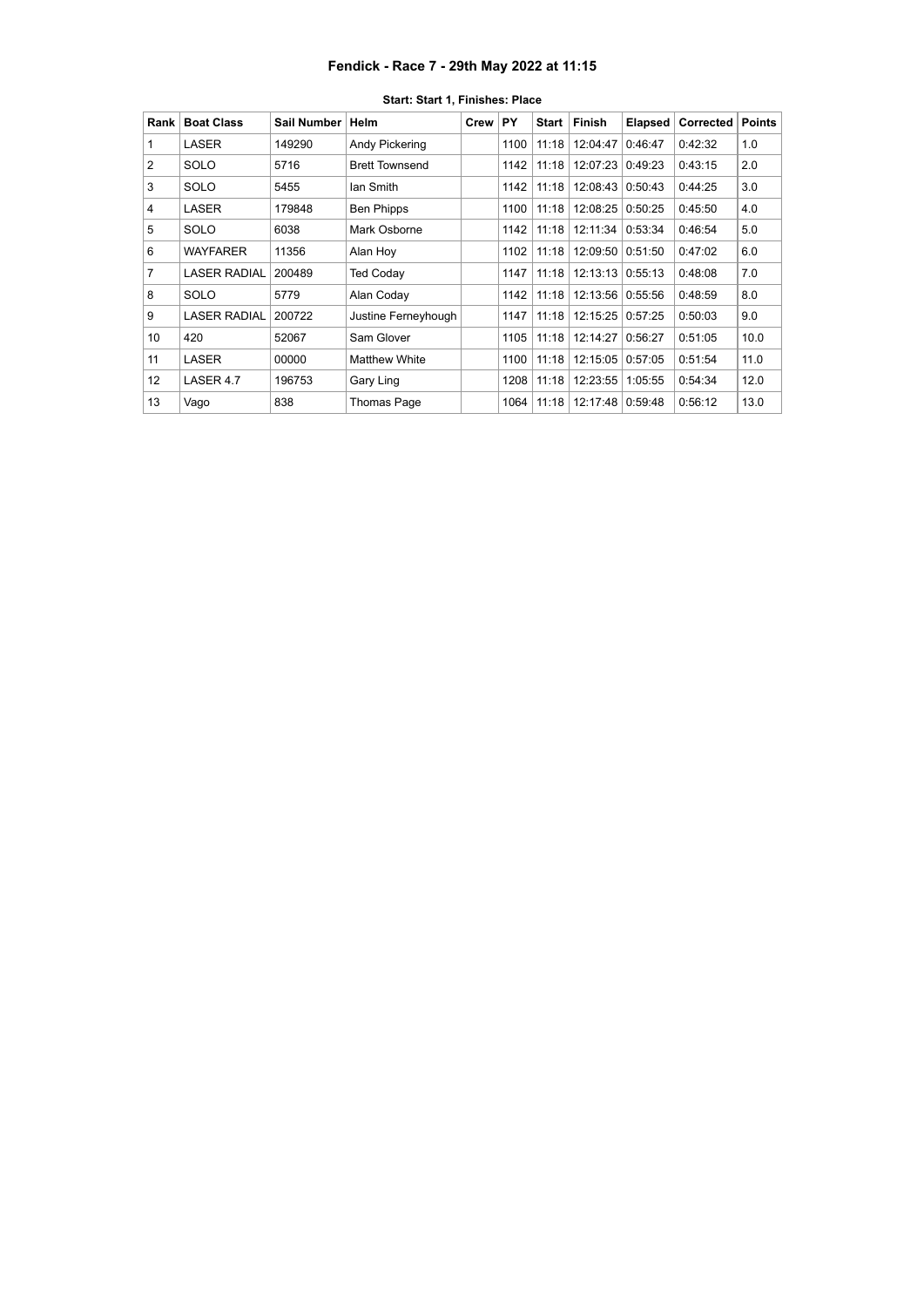# Fendick - Race 7 - 29th May 2022 at 11:15

**Start: Start 1, Finishes: Place**

| Rank | Boat Class | Sail Number | Helm | Crew | PY | Start | Finish | Elapsed | Corrected | Points |
|---|---|---|---|---|---|---|---|---|---|---|
| 1 | LASER | 149290 | Andy Pickering | | 1100 | 11:18 | 12:04:47 | 0:46:47 | 0:42:32 | 1.0 |
| 2 | SOLO | 5716 | Brett Townsend | | 1142 | 11:18 | 12:07:23 | 0:49:23 | 0:43:15 | 2.0 |
| 3 | SOLO | 5455 | Ian Smith | | 1142 | 11:18 | 12:08:43 | 0:50:43 | 0:44:25 | 3.0 |
| 4 | LASER | 179848 | Ben Phipps | | 1100 | 11:18 | 12:08:25 | 0:50:25 | 0:45:50 | 4.0 |
| 5 | SOLO | 6038 | Mark Osborne | | 1142 | 11:18 | 12:11:34 | 0:53:34 | 0:46:54 | 5.0 |
| 6 | WAYFARER | 11356 | Alan Hoy | | 1102 | 11:18 | 12:09:50 | 0:51:50 | 0:47:02 | 6.0 |
| 7 | LASER RADIAL | 200489 | Ted Coday | | 1147 | 11:18 | 12:13:13 | 0:55:13 | 0:48:08 | 7.0 |
| 8 | SOLO | 5779 | Alan Coday | | 1142 | 11:18 | 12:13:56 | 0:55:56 | 0:48:59 | 8.0 |
| 9 | LASER RADIAL | 200722 | Justine Ferneyhough | | 1147 | 11:18 | 12:15:25 | 0:57:25 | 0:50:03 | 9.0 |
| 10 | 420 | 52067 | Sam Glover | | 1105 | 11:18 | 12:14:27 | 0:56:27 | 0:51:05 | 10.0 |
| 11 | LASER | 00000 | Matthew White | | 1100 | 11:18 | 12:15:05 | 0:57:05 | 0:51:54 | 11.0 |
| 12 | LASER 4.7 | 196753 | Gary Ling | | 1208 | 11:18 | 12:23:55 | 1:05:55 | 0:54:34 | 12.0 |
| 13 | Vago | 838 | Thomas Page | | 1064 | 11:18 | 12:17:48 | 0:59:48 | 0:56:12 | 13.0 |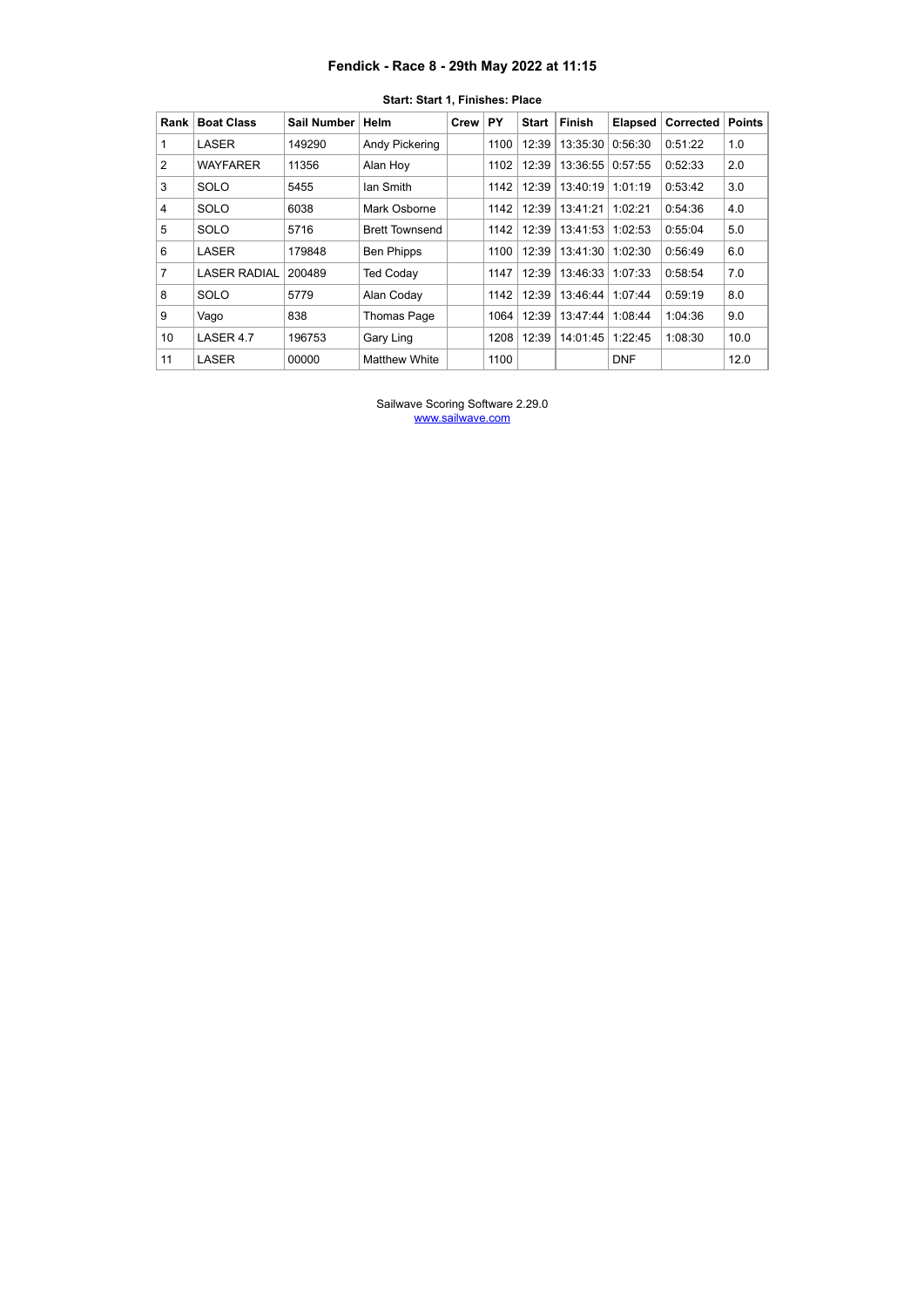### Fendick - Race 8 - 29th May 2022 at 11:15

**Start: Start 1, Finishes: Place**

| Rank | Boat Class | Sail Number | Helm | Crew | PY | Start | Finish | Elapsed | Corrected | Points |
|---|---|---|---|---|---|---|---|---|---|---|
| 1 | LASER | 149290 | Andy Pickering | | 1100 | 12:39 | 13:35:30 | 0:56:30 | 0:51:22 | 1.0 |
| 2 | WAYFARER | 11356 | Alan Hoy | | 1102 | 12:39 | 13:36:55 | 0:57:55 | 0:52:33 | 2.0 |
| 3 | SOLO | 5455 | Ian Smith | | 1142 | 12:39 | 13:40:19 | 1:01:19 | 0:53:42 | 3.0 |
| 4 | SOLO | 6038 | Mark Osborne | | 1142 | 12:39 | 13:41:21 | 1:02:21 | 0:54:36 | 4.0 |
| 5 | SOLO | 5716 | Brett Townsend | | 1142 | 12:39 | 13:41:53 | 1:02:53 | 0:55:04 | 5.0 |
| 6 | LASER | 179848 | Ben Phipps | | 1100 | 12:39 | 13:41:30 | 1:02:30 | 0:56:49 | 6.0 |
| 7 | LASER RADIAL | 200489 | Ted Coday | | 1147 | 12:39 | 13:46:33 | 1:07:33 | 0:58:54 | 7.0 |
| 8 | SOLO | 5779 | Alan Coday | | 1142 | 12:39 | 13:46:44 | 1:07:44 | 0:59:19 | 8.0 |
| 9 | Vago | 838 | Thomas Page | | 1064 | 12:39 | 13:47:44 | 1:08:44 | 1:04:36 | 9.0 |
| 10 | LASER 4.7 | 196753 | Gary Ling | | 1208 | 12:39 | 14:01:45 | 1:22:45 | 1:08:30 | 10.0 |
| 11 | LASER | 00000 | Matthew White | | 1100 | | | DNF | | 12.0 |

Sailwave Scoring Software 2.29.0
www.sailwave.com